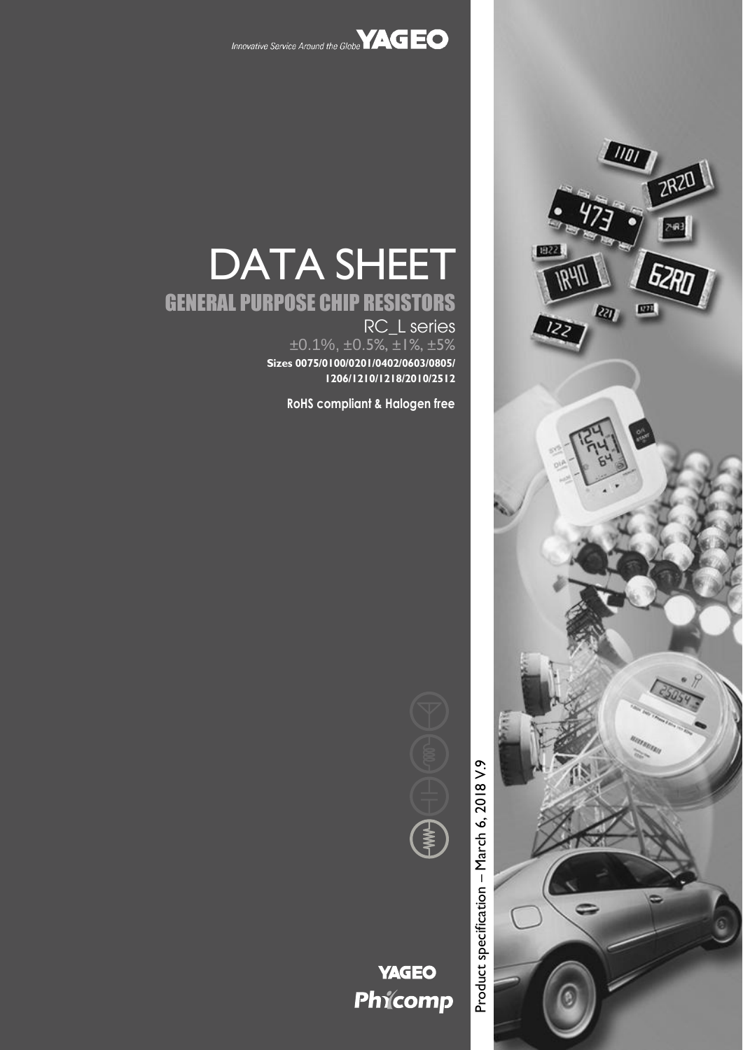Innovative Service Around the Globe YAGEO

# DATA SHEET

## GENERAL PURPOSE CHIP RESISTORS

RC_L series

±0.1%, ±0.5%, ±1%, ±5%

**Sizes 0075/0100/0201/0402/0603/0805/1206/1210/1218/2010/2512**

**RoHS compliant & Halogen free**

Product specification – March 6, 2018 V.9

YAGEO

Phycomp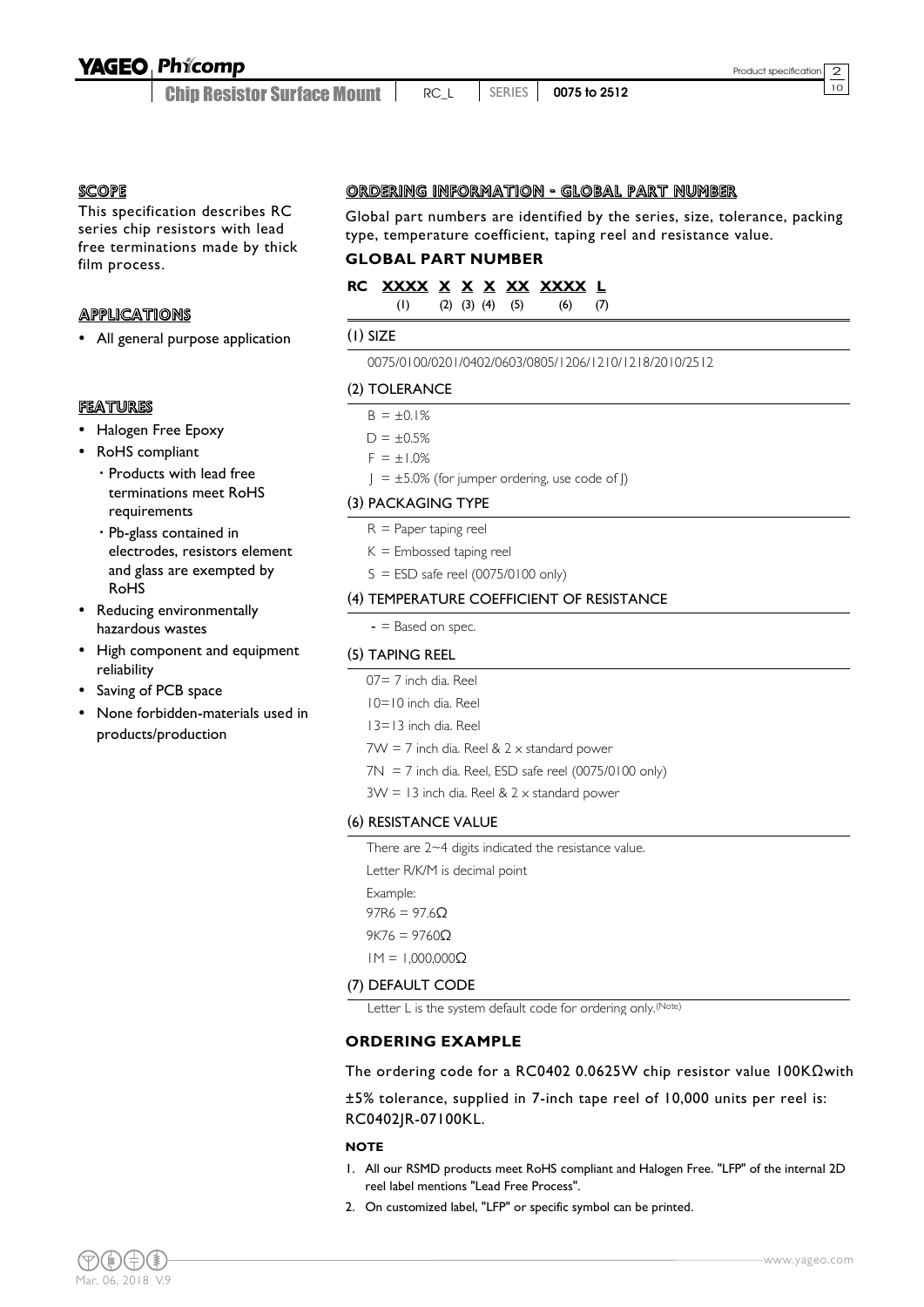## SCOPE

This specification describes RC series chip resistors with lead free terminations made by thick film process.

## APPLICATIONS

- All general purpose application

## FEATURES

- Halogen Free Epoxy
- RoHS compliant
  - Products with lead free terminations meet RoHS requirements
  - Pb-glass contained in electrodes, resistors element and glass are exempted by RoHS
- Reducing environmentally hazardous wastes
- High component and equipment reliability
- Saving of PCB space
- None forbidden-materials used in products/production

## ORDERING INFORMATION - GLOBAL PART NUMBER

Global part numbers are identified by the series, size, tolerance, packing type, temperature coefficient, taping reel and resistance value.

### GLOBAL PART NUMBER

**RC XXXX X X X XX XXXX L**

(1) (2) (3) (4) (5) (6) (7)

#### (1) SIZE

0075/0100/0201/0402/0603/0805/1206/1210/1218/2010/2512

#### (2) TOLERANCE

B = ±0.1%

D = ±0.5%

F = ±1.0%

J = ±5.0% (for jumper ordering, use code of J)

#### (3) PACKAGING TYPE

R = Paper taping reel

K = Embossed taping reel

S = ESD safe reel (0075/0100 only)

#### (4) TEMPERATURE COEFFICIENT OF RESISTANCE

- = Based on spec.

#### (5) TAPING REEL

07= 7 inch dia. Reel

10=10 inch dia. Reel

13=13 inch dia. Reel

7W = 7 inch dia. Reel & 2 x standard power

7N = 7 inch dia. Reel, ESD safe reel (0075/0100 only)

3W = 13 inch dia. Reel & 2 x standard power

#### (6) RESISTANCE VALUE

There are 2~4 digits indicated the resistance value.

Letter R/K/M is decimal point

Example:

97R6 = 97.6Ω

9K76 = 9760Ω

1M = 1,000,000Ω

#### (7) DEFAULT CODE

Letter L is the system default code for ordering only.(Note)

### ORDERING EXAMPLE

The ordering code for a RC0402 0.0625W chip resistor value 100KΩwith ±5% tolerance, supplied in 7-inch tape reel of 10,000 units per reel is: RC0402JR-07100KL.

**NOTE**

1. All our RSMD products meet RoHS compliant and Halogen Free. "LFP" of the internal 2D reel label mentions "Lead Free Process".
2. On customized label, "LFP" or specific symbol can be printed.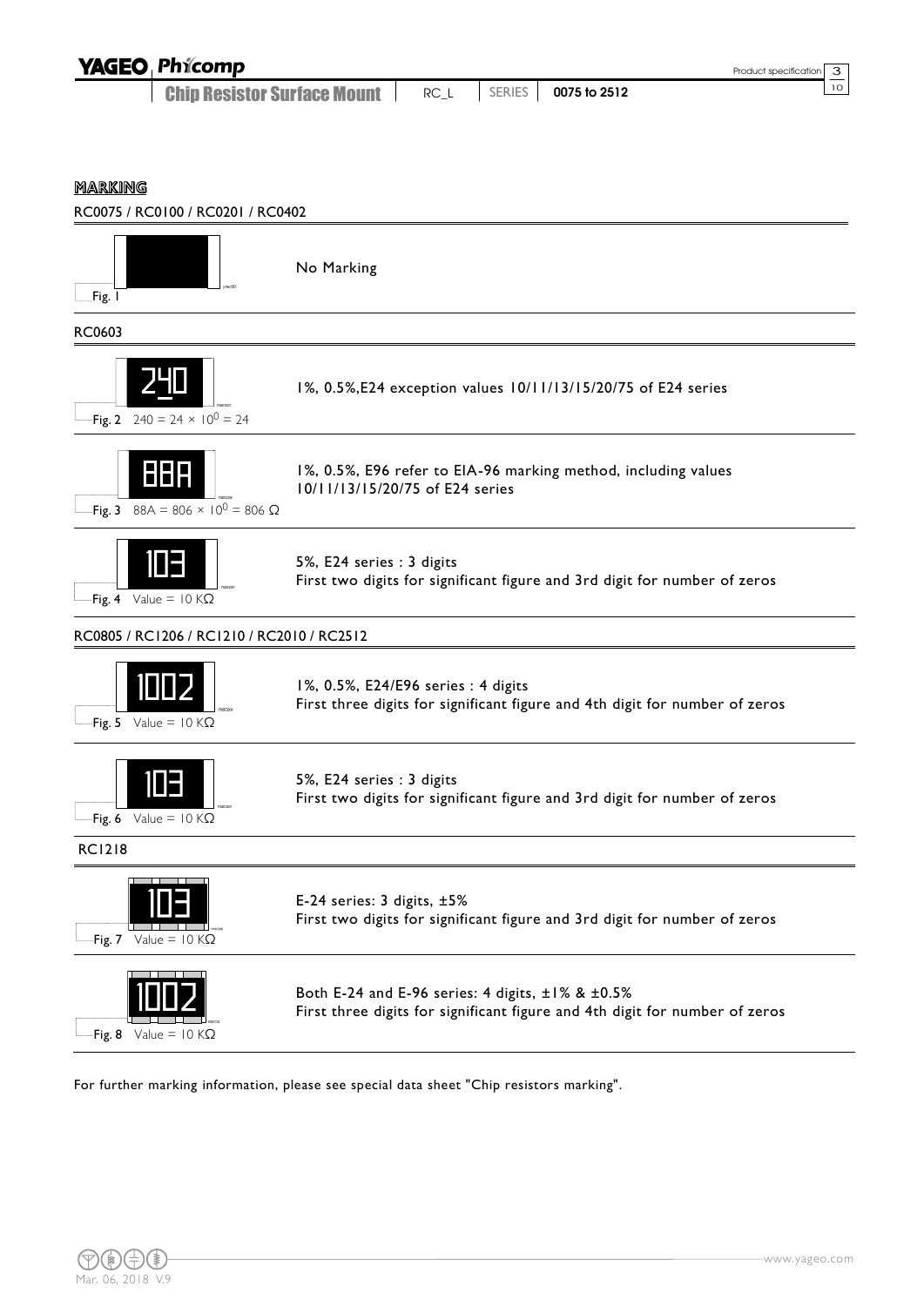## MARKING

### RC0075 / RC0100 / RC0201 / RC0402

Fig. 1

No Marking

### RC0603

240

Fig. 2 $240 = 24 \times 10^0 = 24$

1%, 0.5%,E24 exception values 10/11/13/15/20/75 of E24 series

88A

Fig. 3 $88A = 806 \times 10^0 = 806\ \Omega$

1%, 0.5%, E96 refer to EIA-96 marking method, including values 10/11/13/15/20/75 of E24 series

103

Fig. 4 Value = 10 KΩ

5%, E24 series : 3 digits
First two digits for significant figure and 3rd digit for number of zeros

### RC0805 / RC1206 / RC1210 / RC2010 / RC2512

1002

Fig. 5 Value = 10 KΩ

1%, 0.5%, E24/E96 series : 4 digits
First three digits for significant figure and 4th digit for number of zeros

103

Fig. 6 Value = 10 KΩ

5%, E24 series : 3 digits
First two digits for significant figure and 3rd digit for number of zeros

### RC1218

103

Fig. 7 Value = 10 KΩ

E-24 series: 3 digits, ±5%
First two digits for significant figure and 3rd digit for number of zeros

1002

Fig. 8 Value = 10 KΩ

Both E-24 and E-96 series: 4 digits, ±1% & ±0.5%
First three digits for significant figure and 4th digit for number of zeros

For further marking information, please see special data sheet "Chip resistors marking".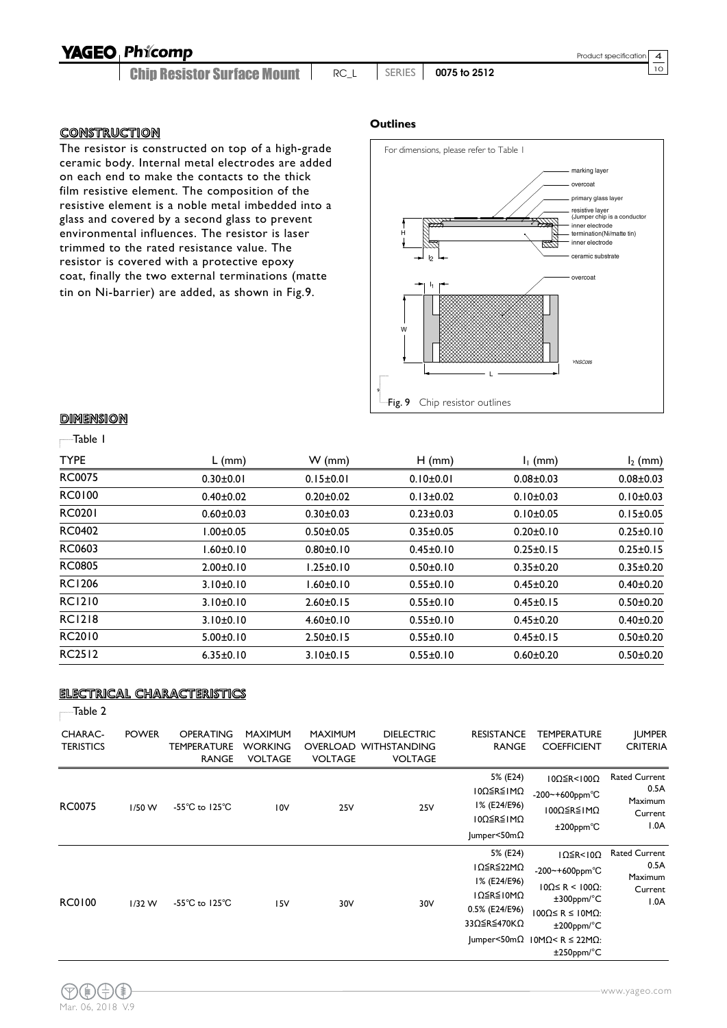## CONSTRUCTION

The resistor is constructed on top of a high-grade ceramic body. Internal metal electrodes are added on each end to make the contacts to the thick film resistive element. The composition of the resistive element is a noble metal imbedded into a glass and covered by a second glass to prevent environmental influences. The resistor is laser trimmed to the rated resistance value. The resistor is covered with a protective epoxy coat, finally the two external terminations (matte tin on Ni-barrier) are added, as shown in Fig.9.

**Outlines**

For dimensions, please refer to Table 1

marking layer, overcoat, primary glass layer, resistive layer (Jumper chip is a conductor), inner electrode, termination(Ni/matte tin), inner electrode, ceramic substrate

Fig. 9 Chip resistor outlines

## DIMENSION

Table 1

| TYPE | L (mm) | W (mm) | H (mm) | $l_1$ (mm) | $l_2$ (mm) |
|---|---|---|---|---|---|
| RC0075 | 0.30±0.01 | 0.15±0.01 | 0.10±0.01 | 0.08±0.03 | 0.08±0.03 |
| RC0100 | 0.40±0.02 | 0.20±0.02 | 0.13±0.02 | 0.10±0.03 | 0.10±0.03 |
| RC0201 | 0.60±0.03 | 0.30±0.03 | 0.23±0.03 | 0.10±0.05 | 0.15±0.05 |
| RC0402 | 1.00±0.05 | 0.50±0.05 | 0.35±0.05 | 0.20±0.10 | 0.25±0.10 |
| RC0603 | 1.60±0.10 | 0.80±0.10 | 0.45±0.10 | 0.25±0.15 | 0.25±0.15 |
| RC0805 | 2.00±0.10 | 1.25±0.10 | 0.50±0.10 | 0.35±0.20 | 0.35±0.20 |
| RC1206 | 3.10±0.10 | 1.60±0.10 | 0.55±0.10 | 0.45±0.20 | 0.40±0.20 |
| RC1210 | 3.10±0.10 | 2.60±0.15 | 0.55±0.10 | 0.45±0.15 | 0.50±0.20 |
| RC1218 | 3.10±0.10 | 4.60±0.10 | 0.55±0.10 | 0.45±0.20 | 0.40±0.20 |
| RC2010 | 5.00±0.10 | 2.50±0.15 | 0.55±0.10 | 0.45±0.15 | 0.50±0.20 |
| RC2512 | 6.35±0.10 | 3.10±0.15 | 0.55±0.10 | 0.60±0.20 | 0.50±0.20 |

## ELECTRICAL CHARACTERISTICS

Table 2

| CHARAC-TERISTICS | POWER | OPERATING TEMPERATURE RANGE | MAXIMUM WORKING VOLTAGE | MAXIMUM OVERLOAD VOLTAGE | DIELECTRIC WITHSTANDING VOLTAGE | RESISTANCE RANGE | TEMPERATURE COEFFICIENT | JUMPER CRITERIA |
|---|---|---|---|---|---|---|---|---|
| RC0075 | 1/50 W | -55°C to 125°C | 10V | 25V | 25V | 5% (E24) 10Ω≦R≦1MΩ<br>1% (E24/E96) 10Ω≦R≦1MΩ<br>Jumper<50mΩ | 10Ω≦R<100Ω -200~+600ppm°C<br>100Ω≦R≦1MΩ ±200ppm°C | Rated Current 0.5A<br>Maximum Current 1.0A |
| RC0100 | 1/32 W | -55°C to 125°C | 15V | 30V | 30V | 5% (E24) 1Ω≦R≦22MΩ<br>1% (E24/E96) 1Ω≦R≦10MΩ<br>0.5% (E24/E96) 33Ω≦R≦470KΩ<br>Jumper<50mΩ | 1Ω≦R<10Ω -200~+600ppm°C<br>10Ω≤ R < 100Ω: ±300ppm/°C<br>100Ω≤ R ≤ 10MΩ: ±200ppm/°C<br>10MΩ< R ≤ 22MΩ: ±250ppm/°C | Rated Current 0.5A<br>Maximum Current 1.0A |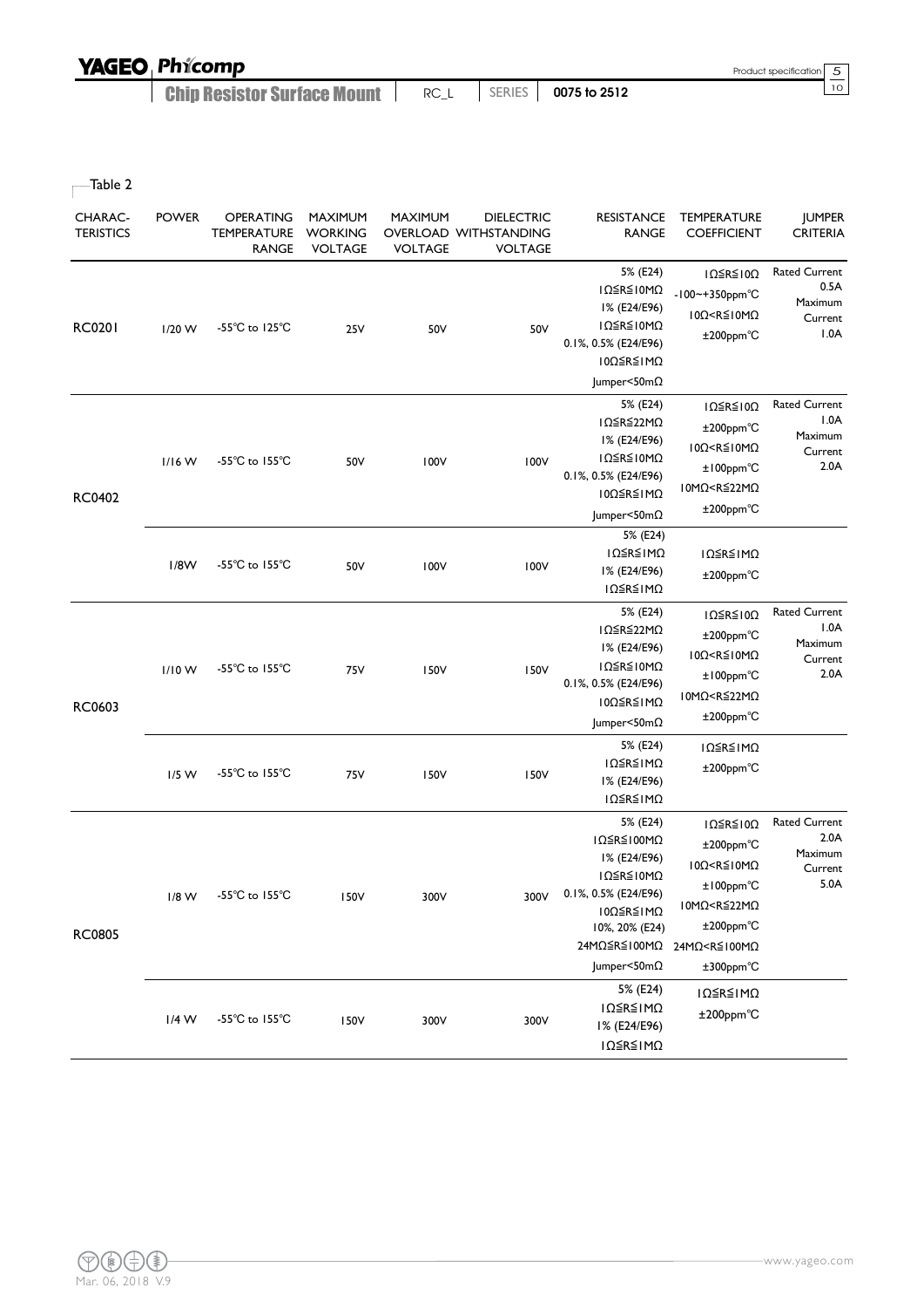Table 2

| CHARAC-TERISTICS | POWER | OPERATING TEMPERATURE RANGE | MAXIMUM WORKING VOLTAGE | MAXIMUM OVERLOAD VOLTAGE | DIELECTRIC WITHSTANDING VOLTAGE | RESISTANCE RANGE | TEMPERATURE COEFFICIENT | JUMPER CRITERIA |
|---|---|---|---|---|---|---|---|---|
| RC0201 | 1/20 W | -55°C to 125°C | 25V | 50V | 50V | 5% (E24) 1Ω≦R≦10MΩ 1% (E24/E96) 1Ω≦R≦10MΩ 0.1%, 0.5% (E24/E96) 10Ω≦R≦1MΩ Jumper<50mΩ | 1Ω≦R≦10Ω -100~+350ppm°C 10Ω<R≦10MΩ ±200ppm°C | Rated Current 0.5A Maximum Current 1.0A |
| RC0402 | 1/16 W | -55°C to 155°C | 50V | 100V | 100V | 5% (E24) 1Ω≦R≦22MΩ 1% (E24/E96) 1Ω≦R≦10MΩ 0.1%, 0.5% (E24/E96) 10Ω≦R≦1MΩ Jumper<50mΩ | 1Ω≦R≦10Ω ±200ppm°C 10Ω<R≦10MΩ ±100ppm°C 10MΩ<R≦22MΩ ±200ppm°C | Rated Current 1.0A Maximum Current 2.0A |
| | 1/8W | -55°C to 155°C | 50V | 100V | 100V | 5% (E24) 1Ω≦R≦1MΩ 1% (E24/E96) 1Ω≦R≦1MΩ | 1Ω≦R≦1MΩ ±200ppm°C | |
| RC0603 | 1/10 W | -55°C to 155°C | 75V | 150V | 150V | 5% (E24) 1Ω≦R≦22MΩ 1% (E24/E96) 1Ω≦R≦10MΩ 0.1%, 0.5% (E24/E96) 10Ω≦R≦1MΩ Jumper<50mΩ | 1Ω≦R≦10Ω ±200ppm°C 10Ω<R≦10MΩ ±100ppm°C 10MΩ<R≦22MΩ ±200ppm°C | Rated Current 1.0A Maximum Current 2.0A |
| | 1/5 W | -55°C to 155°C | 75V | 150V | 150V | 5% (E24) 1Ω≦R≦1MΩ 1% (E24/E96) 1Ω≦R≦1MΩ | 1Ω≦R≦1MΩ ±200ppm°C | |
| RC0805 | 1/8 W | -55°C to 155°C | 150V | 300V | 300V | 5% (E24) 1Ω≦R≦100MΩ 1% (E24/E96) 1Ω≦R≦10MΩ 0.1%, 0.5% (E24/E96) 10Ω≦R≦1MΩ 10%, 20% (E24) 24MΩ≦R≦100MΩ Jumper<50mΩ | 1Ω≦R≦10Ω ±200ppm°C 10Ω<R≦10MΩ ±100ppm°C 10MΩ<R≦22MΩ ±200ppm°C 24MΩ<R≦100MΩ ±300ppm°C | Rated Current 2.0A Maximum Current 5.0A |
| | 1/4 W | -55°C to 155°C | 150V | 300V | 300V | 5% (E24) 1Ω≦R≦1MΩ 1% (E24/E96) 1Ω≦R≦1MΩ | 1Ω≦R≦1MΩ ±200ppm°C | |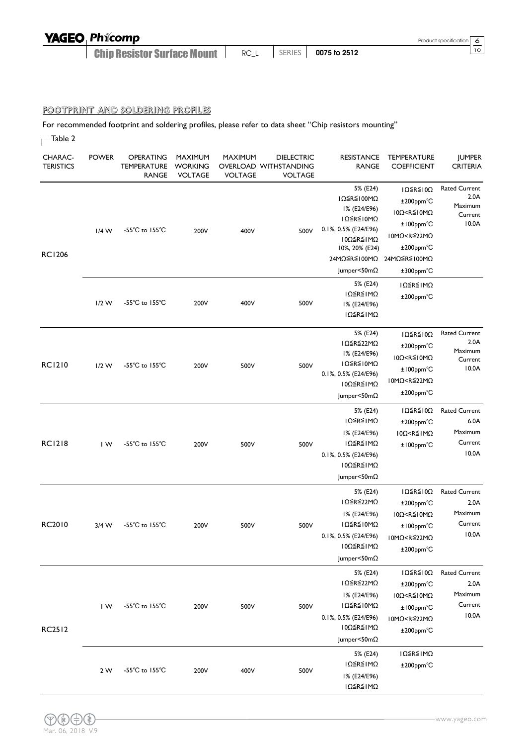## FOOTPRINT AND SOLDERING PROFILES

For recommended footprint and soldering profiles, please refer to data sheet "Chip resistors mounting"

Table 2

| CHARACTERISTICS | POWER | OPERATING TEMPERATURE RANGE | MAXIMUM WORKING VOLTAGE | MAXIMUM OVERLOAD VOLTAGE | DIELECTRIC WITHSTANDING VOLTAGE | RESISTANCE RANGE | TEMPERATURE COEFFICIENT | JUMPER CRITERIA |
|---|---|---|---|---|---|---|---|---|
| RC1206 | 1/4 W | -55℃ to 155℃ | 200V | 400V | 500V | 5% (E24) 1Ω≦R≦100MΩ<br>1% (E24/E96) 1Ω≦R≦10MΩ<br>0.1%, 0.5% (E24/E96) 10Ω≦R≦1MΩ<br>10%, 20% (E24) 24MΩ≦R≦100MΩ<br>Jumper<50mΩ | 1Ω≦R≦10Ω ±200ppm℃<br>10Ω<R≦10MΩ ±100ppm℃<br>10MΩ<R≦22MΩ ±200ppm℃<br>24MΩ≦R≦100MΩ ±300ppm℃ | Rated Current 2.0A<br>Maximum Current 10.0A |
| | 1/2 W | -55℃ to 155℃ | 200V | 400V | 500V | 5% (E24) 1Ω≦R≦1MΩ<br>1% (E24/E96) 1Ω≦R≦1MΩ | 1Ω≦R≦1MΩ ±200ppm℃ | |
| RC1210 | 1/2 W | -55℃ to 155℃ | 200V | 500V | 500V | 5% (E24) 1Ω≦R≦22MΩ<br>1% (E24/E96) 1Ω≦R≦10MΩ<br>0.1%, 0.5% (E24/E96) 10Ω≦R≦1MΩ<br>Jumper<50mΩ | 1Ω≦R≦10Ω ±200ppm℃<br>10Ω<R≦10MΩ ±100ppm℃<br>10MΩ<R≦22MΩ ±200ppm℃ | Rated Current 2.0A<br>Maximum Current 10.0A |
| RC1218 | 1 W | -55℃ to 155℃ | 200V | 500V | 500V | 5% (E24) 1Ω≦R≦1MΩ<br>1% (E24/E96) 1Ω≦R≦1MΩ<br>0.1%, 0.5% (E24/E96) 10Ω≦R≦1MΩ<br>Jumper<50mΩ | 1Ω≦R≦10Ω ±200ppm℃<br>10Ω<R≦1MΩ ±100ppm℃ | Rated Current 6.0A<br>Maximum Current 10.0A |
| RC2010 | 3/4 W | -55℃ to 155℃ | 200V | 500V | 500V | 5% (E24) 1Ω≦R≦22MΩ<br>1% (E24/E96) 1Ω≦R≦10MΩ<br>0.1%, 0.5% (E24/E96) 10Ω≦R≦1MΩ<br>Jumper<50mΩ | 1Ω≦R≦10Ω ±200ppm℃<br>10Ω<R≦10MΩ ±100ppm℃<br>10MΩ<R≦22MΩ ±200ppm℃ | Rated Current 2.0A<br>Maximum Current 10.0A |
| RC2512 | 1 W | -55℃ to 155℃ | 200V | 500V | 500V | 5% (E24) 1Ω≦R≦22MΩ<br>1% (E24/E96) 1Ω≦R≦10MΩ<br>0.1%, 0.5% (E24/E96) 10Ω≦R≦1MΩ<br>Jumper<50mΩ | 1Ω≦R≦10Ω ±200ppm℃<br>10Ω<R≦10MΩ ±100ppm℃<br>10MΩ<R≦22MΩ ±200ppm℃ | Rated Current 2.0A<br>Maximum Current 10.0A |
| | 2 W | -55℃ to 155℃ | 200V | 400V | 500V | 5% (E24) 1Ω≦R≦1MΩ<br>1% (E24/E96) 1Ω≦R≦1MΩ | 1Ω≦R≦1MΩ ±200ppm℃ | |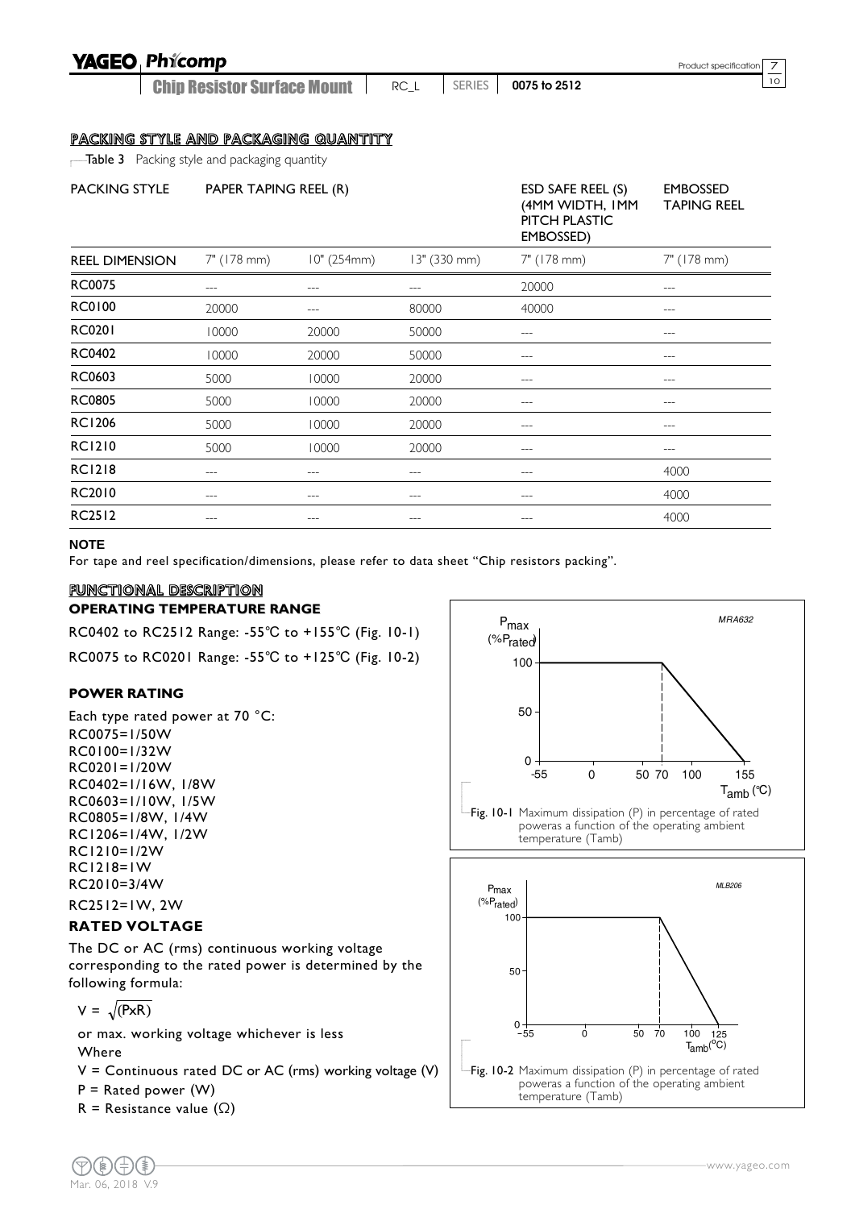## PACKING STYLE AND PACKAGING QUANTITY

Table 3 Packing style and packaging quantity

| PACKING STYLE | PAPER TAPING REEL (R) | | | ESD SAFE REEL (S) (4MM WIDTH, 1MM PITCH PLASTIC EMBOSSED) | EMBOSSED TAPING REEL |
|---|---|---|---|---|---|
| REEL DIMENSION | 7" (178 mm) | 10" (254mm) | 13" (330 mm) | 7" (178 mm) | 7" (178 mm) |
| RC0075 | --- | --- | --- | 20000 | --- |
| RC0100 | 20000 | --- | 80000 | 40000 | --- |
| RC0201 | 10000 | 20000 | 50000 | --- | --- |
| RC0402 | 10000 | 20000 | 50000 | --- | --- |
| RC0603 | 5000 | 10000 | 20000 | --- | --- |
| RC0805 | 5000 | 10000 | 20000 | --- | --- |
| RC1206 | 5000 | 10000 | 20000 | --- | --- |
| RC1210 | 5000 | 10000 | 20000 | --- | --- |
| RC1218 | --- | --- | --- | --- | 4000 |
| RC2010 | --- | --- | --- | --- | 4000 |
| RC2512 | --- | --- | --- | --- | 4000 |

**NOTE**

For tape and reel specification/dimensions, please refer to data sheet "Chip resistors packing".

## FUNCTIONAL DESCRIPTION

### OPERATING TEMPERATURE RANGE

RC0402 to RC2512 Range: -55℃ to +155℃ (Fig. 10-1)

RC0075 to RC0201 Range: -55℃ to +125℃ (Fig. 10-2)

### POWER RATING

Each type rated power at 70 °C:
RC0075=1/50W
RC0100=1/32W
RC0201=1/20W
RC0402=1/16W, 1/8W
RC0603=1/10W, 1/5W
RC0805=1/8W, 1/4W
RC1206=1/4W, 1/2W
RC1210=1/2W
RC1218=1W
RC2010=3/4W
RC2512=1W, 2W

### RATED VOLTAGE

The DC or AC (rms) continuous working voltage corresponding to the rated power is determined by the following formula:

$$V = \sqrt{(P \times R)}$$

or max. working voltage whichever is less

Where

V = Continuous rated DC or AC (rms) working voltage (V)

P = Rated power (W)

R = Resistance value (Ω)

Fig. 10-1 Maximum dissipation (P) in percentage of rated poweras a function of the operating ambient temperature (Tamb)

Fig. 10-2 Maximum dissipation (P) in percentage of rated poweras a function of the operating ambient temperature (Tamb)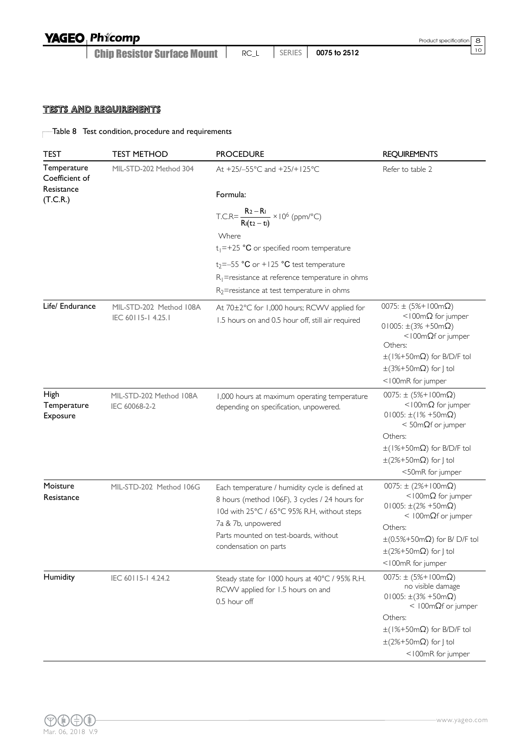## TESTS AND REQUIREMENTS

Table 8 Test condition, procedure and requirements

| TEST | TEST METHOD | PROCEDURE | REQUIREMENTS |
|---|---|---|---|
| Temperature Coefficient of Resistance (T.C.R.) | MIL-STD-202 Method 304 | At +25/–55°C and +25/+125°C<br><br>Formula:<br><br>$\text{T.C.R}=\frac{R_2-R_1}{R_1(t_2-t_1)}\times 10^6$ (ppm/°C)<br><br>Where<br>$t_1$=+25 °C or specified room temperature<br>$t_2$=–55 °C or +125 °C test temperature<br>$R_1$=resistance at reference temperature in ohms<br>$R_2$=resistance at test temperature in ohms | Refer to table 2 |
| Life/ Endurance | MIL-STD-202 Method 108A<br>IEC 60115-1 4.25.1 | At 70±2°C for 1,000 hours; RCWV applied for 1.5 hours on and 0.5 hour off, still air required | 0075: ± (5%+100mΩ)<br><100mΩ for jumper<br>01005: ±(3% +50mΩ)<br><100mΩf or jumper<br>Others:<br>±(1%+50mΩ) for B/D/F tol<br>±(3%+50mΩ) for J tol<br><100mR for jumper |
| High Temperature Exposure | MIL-STD-202 Method 108A<br>IEC 60068-2-2 | 1,000 hours at maximum operating temperature depending on specification, unpowered. | 0075: ± (5%+100mΩ)<br><100mΩ for jumper<br>01005: ±(1% +50mΩ)<br>< 50mΩf or jumper<br>Others:<br>±(1%+50mΩ) for B/D/F tol<br>±(2%+50mΩ) for J tol<br><50mR for jumper |
| Moisture Resistance | MIL-STD-202 Method 106G | Each temperature / humidity cycle is defined at 8 hours (method 106F), 3 cycles / 24 hours for 10d with 25°C / 65°C 95% R.H, without steps 7a & 7b, unpowered<br>Parts mounted on test-boards, without condensation on parts | 0075: ± (2%+100mΩ)<br><100mΩ for jumper<br>01005: ±(2% +50mΩ)<br>< 100mΩf or jumper<br>Others:<br>±(0.5%+50mΩ) for B/ D/F tol<br>±(2%+50mΩ) for J tol<br><100mR for jumper |
| Humidity | IEC 60115-1 4.24.2 | Steady state for 1000 hours at 40°C / 95% R.H. RCWV applied for 1.5 hours on and 0.5 hour off | 0075: ± (5%+100mΩ)<br>no visible damage<br>01005: ±(3% +50mΩ)<br>< 100mΩf or jumper<br>Others:<br>±(1%+50mΩ) for B/D/F tol<br>±(2%+50mΩ) for J tol<br><100mR for jumper |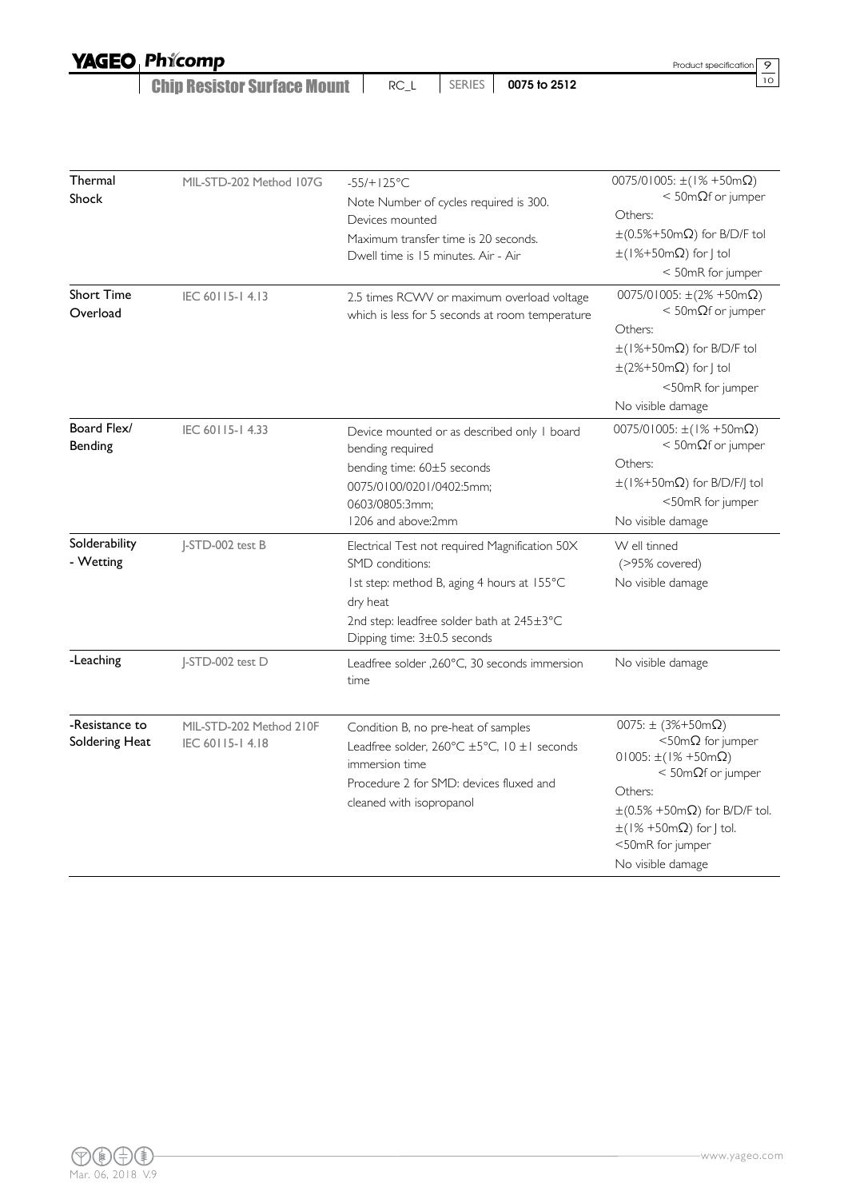| | | | |
|---|---|---|---|
| Thermal Shock | MIL-STD-202 Method 107G | -55/+125°C<br>Note Number of cycles required is 300.<br>Devices mounted<br>Maximum transfer time is 20 seconds.<br>Dwell time is 15 minutes. Air - Air | 0075/01005: ±(1% +50mΩ)<br>< 50mΩf or jumper<br>Others:<br>±(0.5%+50mΩ) for B/D/F tol<br>±(1%+50mΩ) for J tol<br>< 50mR for jumper |
| Short Time Overload | IEC 60115-1 4.13 | 2.5 times RCWV or maximum overload voltage which is less for 5 seconds at room temperature | 0075/01005: ±(2% +50mΩ)<br>< 50mΩf or jumper<br>Others:<br>±(1%+50mΩ) for B/D/F tol<br>±(2%+50mΩ) for J tol<br><50mR for jumper<br>No visible damage |
| Board Flex/ Bending | IEC 60115-1 4.33 | Device mounted or as described only 1 board bending required<br>bending time: 60±5 seconds<br>0075/0100/0201/0402:5mm;<br>0603/0805:3mm;<br>1206 and above:2mm | 0075/01005: ±(1% +50mΩ)<br>< 50mΩf or jumper<br>Others:<br>±(1%+50mΩ) for B/D/F/J tol<br><50mR for jumper<br>No visible damage |
| Solderability - Wetting | J-STD-002 test B | Electrical Test not required Magnification 50X<br>SMD conditions:<br>1st step: method B, aging 4 hours at 155°C dry heat<br>2nd step: leadfree solder bath at 245±3°C<br>Dipping time: 3±0.5 seconds | W ell tinned<br>(>95% covered)<br>No visible damage |
| -Leaching | J-STD-002 test D | Leadfree solder ,260°C, 30 seconds immersion time | No visible damage |
| -Resistance to Soldering Heat | MIL-STD-202 Method 210F<br>IEC 60115-1 4.18 | Condition B, no pre-heat of samples<br>Leadfree solder, 260°C ±5°C, 10 ±1 seconds immersion time<br>Procedure 2 for SMD: devices fluxed and cleaned with isopropanol | 0075: ± (3%+50mΩ)<br><50mΩ for jumper<br>01005: ±(1% +50mΩ)<br>< 50mΩf or jumper<br>Others:<br>±(0.5% +50mΩ) for B/D/F tol.<br>±(1% +50mΩ) for J tol.<br><50mR for jumper<br>No visible damage |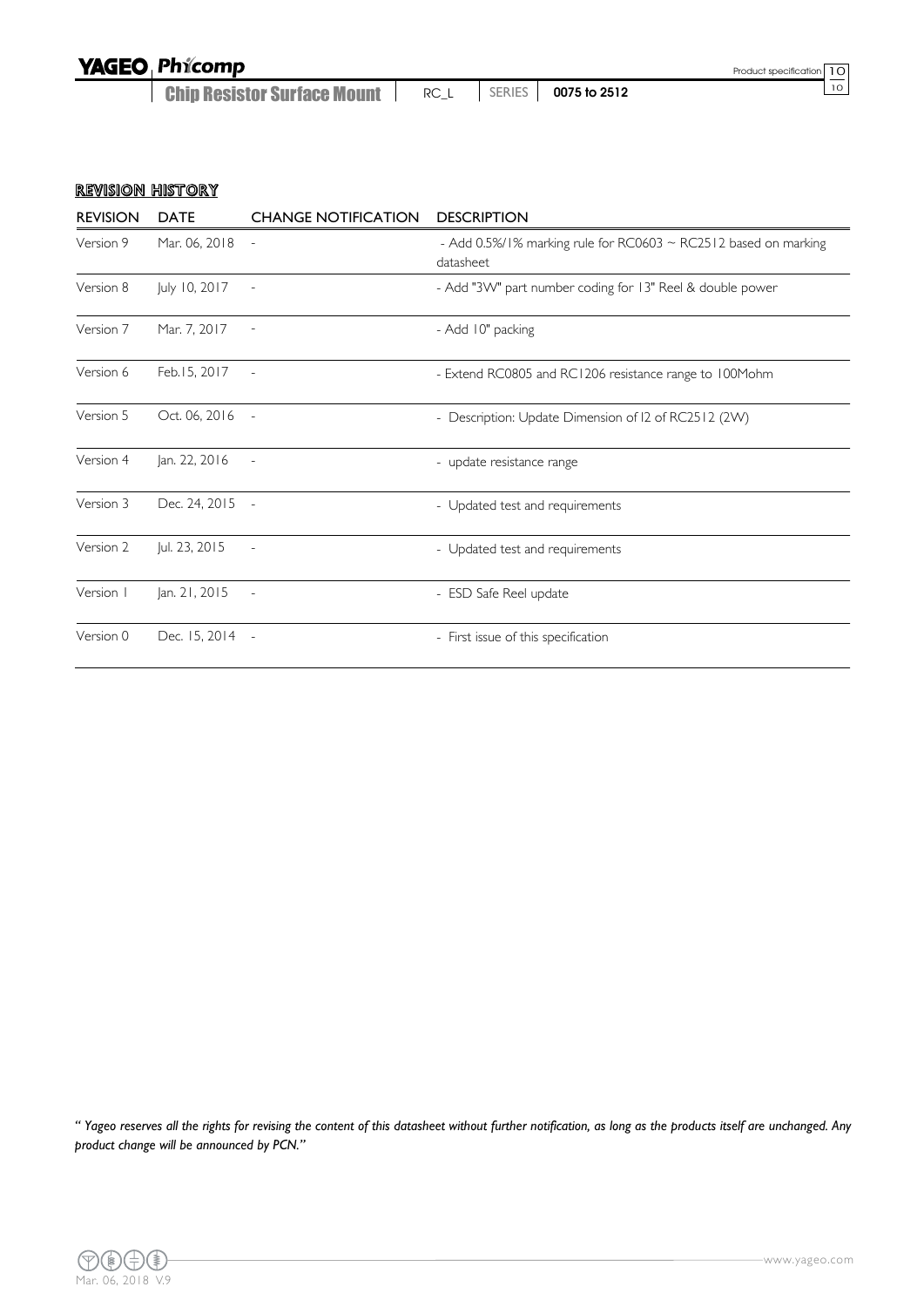## REVISION HISTORY

| REVISION | DATE | CHANGE NOTIFICATION | DESCRIPTION |
|---|---|---|---|
| Version 9 | Mar. 06, 2018 | - | - Add 0.5%/1% marking rule for RC0603 ~ RC2512 based on marking datasheet |
| Version 8 | July 10, 2017 | - | - Add "3W" part number coding for 13" Reel & double power |
| Version 7 | Mar. 7, 2017 | - | - Add 10" packing |
| Version 6 | Feb.15, 2017 | - | - Extend RC0805 and RC1206 resistance range to 100Mohm |
| Version 5 | Oct. 06, 2016 | - | - Description: Update Dimension of l2 of RC2512 (2W) |
| Version 4 | Jan. 22, 2016 | - | - update resistance range |
| Version 3 | Dec. 24, 2015 | - | - Updated test and requirements |
| Version 2 | Jul. 23, 2015 | - | - Updated test and requirements |
| Version 1 | Jan. 21, 2015 | - | - ESD Safe Reel update |
| Version 0 | Dec. 15, 2014 | - | - First issue of this specification |

*" Yageo reserves all the rights for revising the content of this datasheet without further notification, as long as the products itself are unchanged. Any product change will be announced by PCN."*